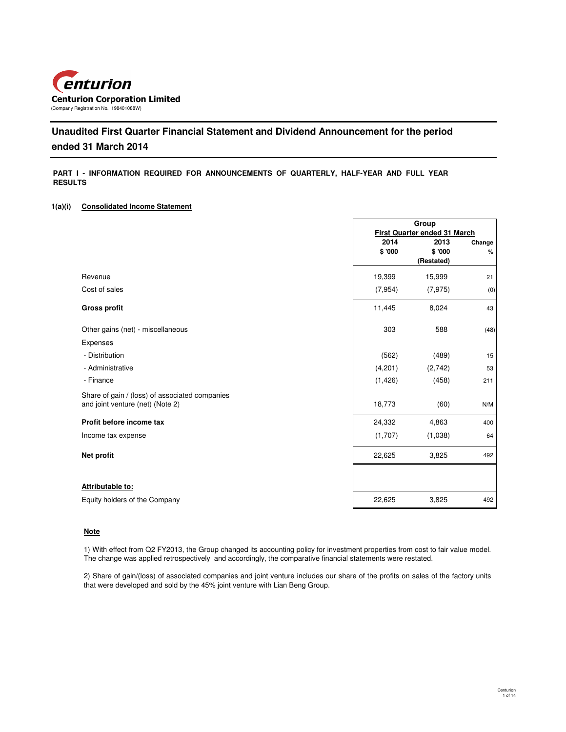**Centurion Corporation Limited**
(Company Registration No. 198401088W)

# Unaudited First Quarter Financial Statement and Dividend Announcement for the period ended 31 March 2014

**PART I - INFORMATION REQUIRED FOR ANNOUNCEMENTS OF QUARTERLY, HALF-YEAR AND FULL YEAR RESULTS**

**1(a)(i) Consolidated Income Statement**

| | Group | | |
|---|---|---|---|
| | First Quarter ended 31 March | | |
| | 2014 $ '000 | 2013 $ '000 (Restated) | Change % |
| Revenue | 19,399 | 15,999 | 21 |
| Cost of sales | (7,954) | (7,975) | (0) |
| **Gross profit** | 11,445 | 8,024 | 43 |
| Other gains (net) - miscellaneous | 303 | 588 | (48) |
| Expenses | | | |
| - Distribution | (562) | (489) | 15 |
| - Administrative | (4,201) | (2,742) | 53 |
| - Finance | (1,426) | (458) | 211 |
| Share of gain / (loss) of associated companies and joint venture (net) (Note 2) | 18,773 | (60) | N/M |
| **Profit before income tax** | 24,332 | 4,863 | 400 |
| Income tax expense | (1,707) | (1,038) | 64 |
| **Net profit** | 22,625 | 3,825 | 492 |
| **Attributable to:** | | | |
| Equity holders of the Company | 22,625 | 3,825 | 492 |

**Note**

1) With effect from Q2 FY2013, the Group changed its accounting policy for investment properties from cost to fair value model. The change was applied retrospectively and accordingly, the comparative financial statements were restated.

2) Share of gain/(loss) of associated companies and joint venture includes our share of the profits on sales of the factory units that were developed and sold by the 45% joint venture with Lian Beng Group.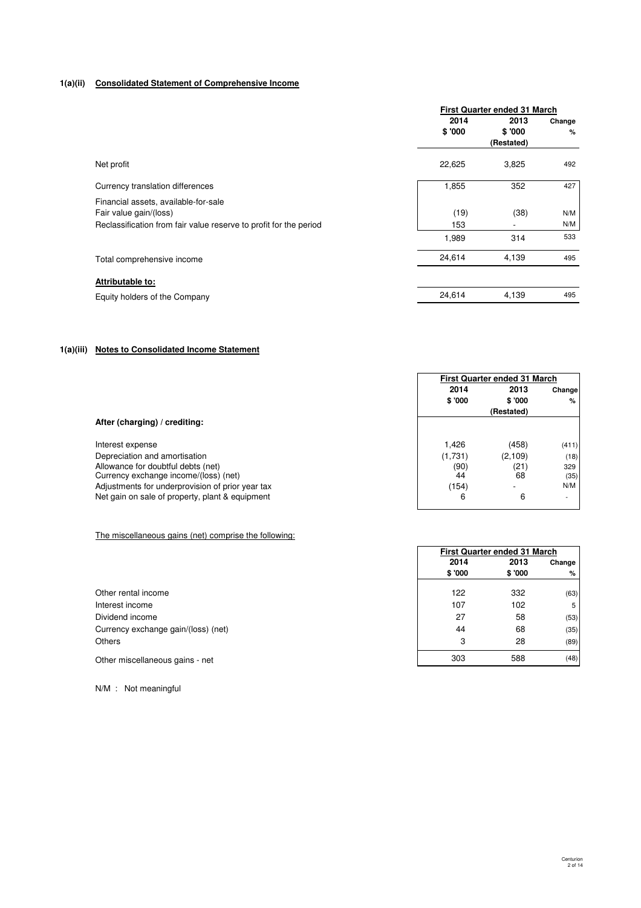### 1(a)(ii) Consolidated Statement of Comprehensive Income

| | First Quarter ended 31 March | | |
|---|---|---|---|
| | 2014<br>$ '000 | 2013<br>$ '000<br>(Restated) | Change<br>% |
| Net profit | 22,625 | 3,825 | 492 |
| Currency translation differences | 1,855 | 352 | 427 |
| Financial assets, available-for-sale | | | |
| Fair value gain/(loss) | (19) | (38) | N/M |
| Reclassification from fair value reserve to profit for the period | 153 | - | N/M |
| | 1,989 | 314 | 533 |
| Total comprehensive income | 24,614 | 4,139 | 495 |
| **Attributable to:** | | | |
| Equity holders of the Company | 24,614 | 4,139 | 495 |

### 1(a)(iii) Notes to Consolidated Income Statement

| | First Quarter ended 31 March | | |
|---|---|---|---|
| | 2014<br>$ '000 | 2013<br>$ '000<br>(Restated) | Change<br>% |
| **After (charging) / crediting:** | | | |
| Interest expense | 1,426 | (458) | (411) |
| Depreciation and amortisation | (1,731) | (2,109) | (18) |
| Allowance for doubtful debts (net) | (90) | (21) | 329 |
| Currency exchange income/(loss) (net) | 44 | 68 | (35) |
| Adjustments for underprovision of prior year tax | (154) | - | N/M |
| Net gain on sale of property, plant & equipment | 6 | 6 | - |

The miscellaneous gains (net) comprise the following:

| | First Quarter ended 31 March | | |
|---|---|---|---|
| | 2014<br>$ '000 | 2013<br>$ '000 | Change<br>% |
| Other rental income | 122 | 332 | (63) |
| Interest income | 107 | 102 | 5 |
| Dividend income | 27 | 58 | (53) |
| Currency exchange gain/(loss) (net) | 44 | 68 | (35) |
| Others | 3 | 28 | (89) |
| Other miscellaneous gains - net | 303 | 588 | (48) |

N/M : Not meaningful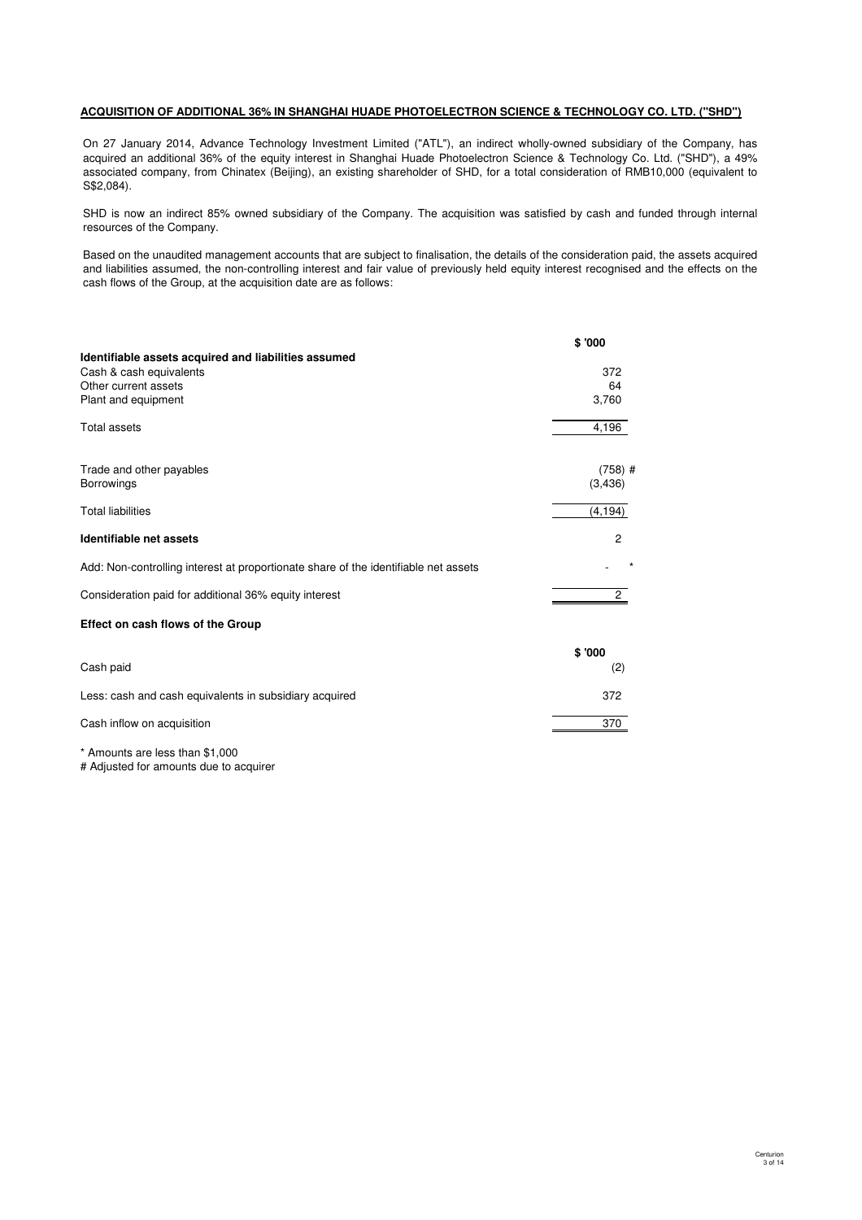## ACQUISITION OF ADDITIONAL 36% IN SHANGHAI HUADE PHOTOELECTRON SCIENCE & TECHNOLOGY CO. LTD. ("SHD")

On 27 January 2014, Advance Technology Investment Limited ("ATL"), an indirect wholly-owned subsidiary of the Company, has acquired an additional 36% of the equity interest in Shanghai Huade Photoelectron Science & Technology Co. Ltd. ("SHD"), a 49% associated company, from Chinatex (Beijing), an existing shareholder of SHD, for a total consideration of RMB10,000 (equivalent to S$2,084).

SHD is now an indirect 85% owned subsidiary of the Company. The acquisition was satisfied by cash and funded through internal resources of the Company.

Based on the unaudited management accounts that are subject to finalisation, the details of the consideration paid, the assets acquired and liabilities assumed, the non-controlling interest and fair value of previously held equity interest recognised and the effects on the cash flows of the Group, at the acquisition date are as follows:

| | $ '000 |
|---|---|
| **Identifiable assets acquired and liabilities assumed** | |
| Cash & cash equivalents | 372 |
| Other current assets | 64 |
| Plant and equipment | 3,760 |
| Total assets | 4,196 |
| Trade and other payables | (758) # |
| Borrowings | (3,436) |
| Total liabilities | (4,194) |
| **Identifiable net assets** | 2 |
| Add: Non-controlling interest at proportionate share of the identifiable net assets | - * |
| Consideration paid for additional 36% equity interest | 2 |

**Effect on cash flows of the Group**

| | $ '000 |
|---|---|
| Cash paid | (2) |
| Less: cash and cash equivalents in subsidiary acquired | 372 |
| Cash inflow on acquisition | 370 |

\* Amounts are less than $1,000

\# Adjusted for amounts due to acquirer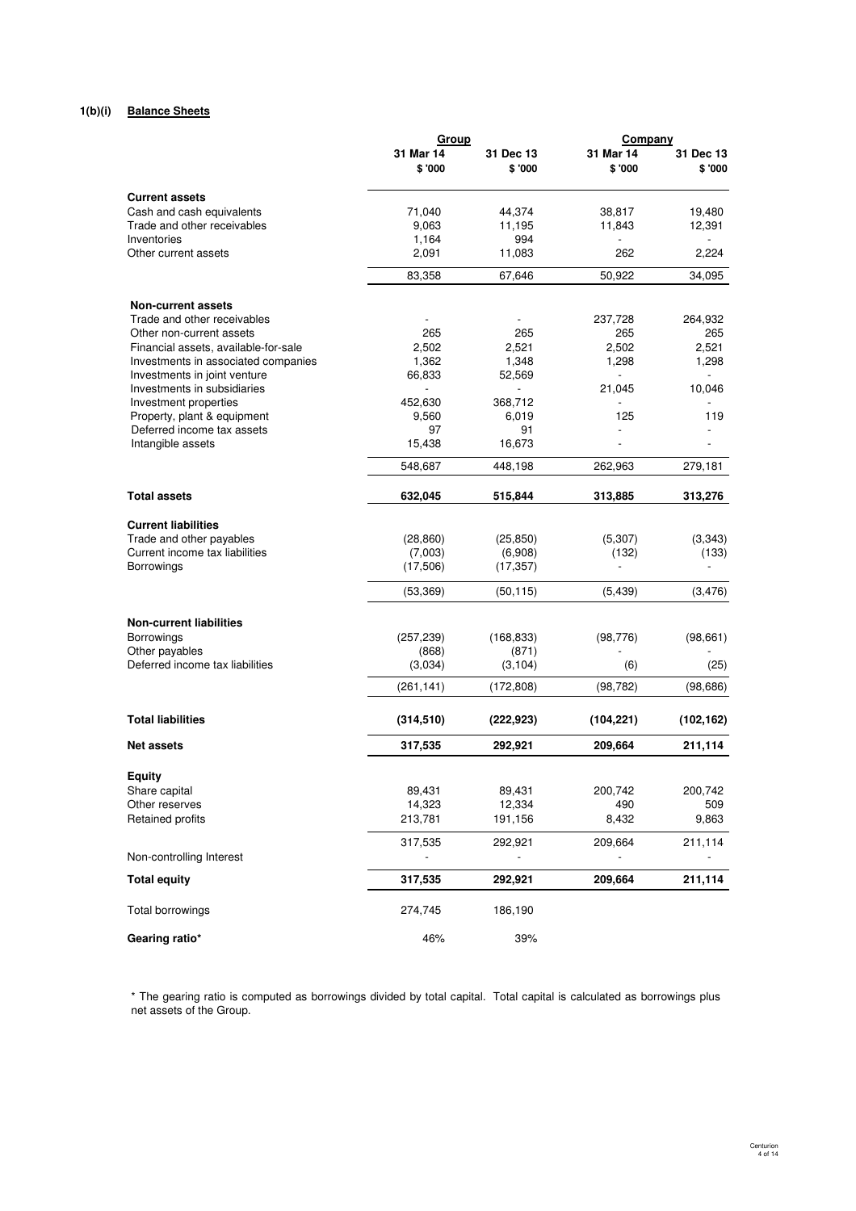**1(b)(i) Balance Sheets**

| | Group | | Company | |
|---|---|---|---|---|
| | 31 Mar 14 | 31 Dec 13 | 31 Mar 14 | 31 Dec 13 |
| | $ '000 | $ '000 | $ '000 | $ '000 |
| **Current assets** | | | | |
| Cash and cash equivalents | 71,040 | 44,374 | 38,817 | 19,480 |
| Trade and other receivables | 9,063 | 11,195 | 11,843 | 12,391 |
| Inventories | 1,164 | 994 | - | - |
| Other current assets | 2,091 | 11,083 | 262 | 2,224 |
| | 83,358 | 67,646 | 50,922 | 34,095 |
| **Non-current assets** | | | | |
| Trade and other receivables | - | - | 237,728 | 264,932 |
| Other non-current assets | 265 | 265 | 265 | 265 |
| Financial assets, available-for-sale | 2,502 | 2,521 | 2,502 | 2,521 |
| Investments in associated companies | 1,362 | 1,348 | 1,298 | 1,298 |
| Investments in joint venture | 66,833 | 52,569 | - | - |
| Investments in subsidiaries | - | - | 21,045 | 10,046 |
| Investment properties | 452,630 | 368,712 | - | - |
| Property, plant & equipment | 9,560 | 6,019 | 125 | 119 |
| Deferred income tax assets | 97 | 91 | - | - |
| Intangible assets | 15,438 | 16,673 | - | - |
| | 548,687 | 448,198 | 262,963 | 279,181 |
| **Total assets** | **632,045** | **515,844** | **313,885** | **313,276** |
| **Current liabilities** | | | | |
| Trade and other payables | (28,860) | (25,850) | (5,307) | (3,343) |
| Current income tax liabilities | (7,003) | (6,908) | (132) | (133) |
| Borrowings | (17,506) | (17,357) | - | - |
| | (53,369) | (50,115) | (5,439) | (3,476) |
| **Non-current liabilities** | | | | |
| Borrowings | (257,239) | (168,833) | (98,776) | (98,661) |
| Other payables | (868) | (871) | - | - |
| Deferred income tax liabilities | (3,034) | (3,104) | (6) | (25) |
| | (261,141) | (172,808) | (98,782) | (98,686) |
| **Total liabilities** | **(314,510)** | **(222,923)** | **(104,221)** | **(102,162)** |
| **Net assets** | **317,535** | **292,921** | **209,664** | **211,114** |
| **Equity** | | | | |
| Share capital | 89,431 | 89,431 | 200,742 | 200,742 |
| Other reserves | 14,323 | 12,334 | 490 | 509 |
| Retained profits | 213,781 | 191,156 | 8,432 | 9,863 |
| | 317,535 | 292,921 | 209,664 | 211,114 |
| Non-controlling Interest | - | - | - | - |
| **Total equity** | **317,535** | **292,921** | **209,664** | **211,114** |
| Total borrowings | 274,745 | 186,190 | | |
| **Gearing ratio*** | 46% | 39% | | |

* The gearing ratio is computed as borrowings divided by total capital. Total capital is calculated as borrowings plus net assets of the Group.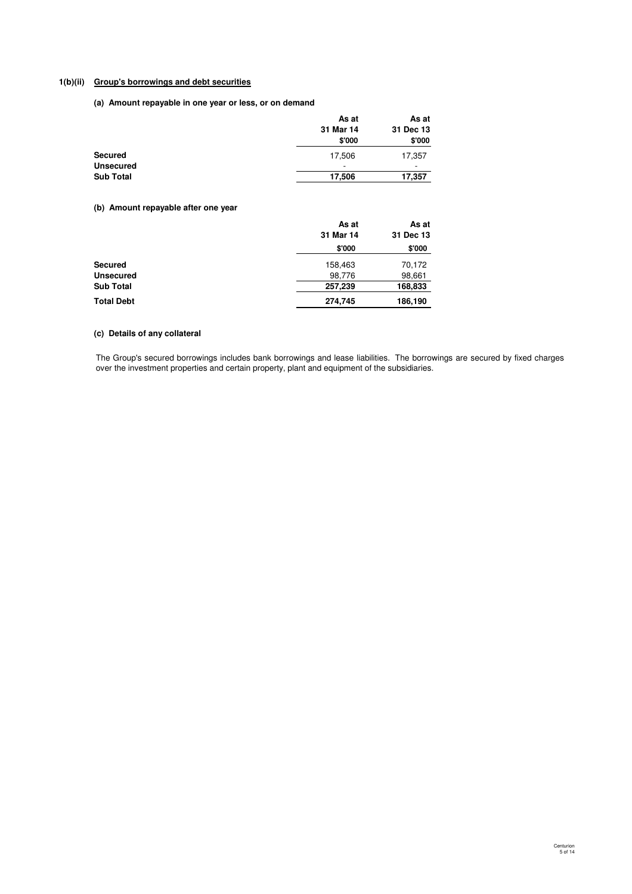### 1(b)(ii) Group's borrowings and debt securities

**(a) Amount repayable in one year or less, or on demand**

| | As at 31 Mar 14 $'000 | As at 31 Dec 13 $'000 |
|---|---|---|
| **Secured** | 17,506 | 17,357 |
| **Unsecured** | - | - |
| **Sub Total** | **17,506** | **17,357** |

**(b) Amount repayable after one year**

| | As at 31 Mar 14 $'000 | As at 31 Dec 13 $'000 |
|---|---|---|
| **Secured** | 158,463 | 70,172 |
| **Unsecured** | 98,776 | 98,661 |
| **Sub Total** | **257,239** | **168,833** |
| **Total Debt** | **274,745** | **186,190** |

**(c) Details of any collateral**

The Group's secured borrowings includes bank borrowings and lease liabilities. The borrowings are secured by fixed charges over the investment properties and certain property, plant and equipment of the subsidiaries.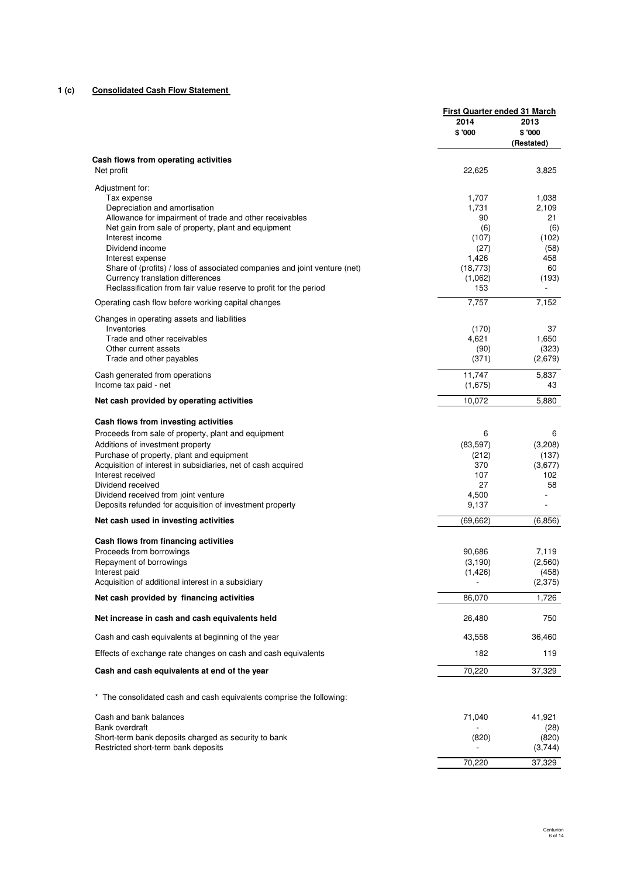**1 (c) Consolidated Cash Flow Statement**

| | First Quarter ended 31 March | |
|---|---|---|
| | 2014 | 2013 |
| | $ '000 | $ '000 (Restated) |
| **Cash flows from operating activities** | | |
| Net profit | 22,625 | 3,825 |
| Adjustment for: | | |
| Tax expense | 1,707 | 1,038 |
| Depreciation and amortisation | 1,731 | 2,109 |
| Allowance for impairment of trade and other receivables | 90 | 21 |
| Net gain from sale of property, plant and equipment | (6) | (6) |
| Interest income | (107) | (102) |
| Dividend income | (27) | (58) |
| Interest expense | 1,426 | 458 |
| Share of (profits) / loss of associated companies and joint venture (net) | (18,773) | 60 |
| Currency translation differences | (1,062) | (193) |
| Reclassification from fair value reserve to profit for the period | 153 | - |
| Operating cash flow before working capital changes | 7,757 | 7,152 |
| Changes in operating assets and liabilities | | |
| Inventories | (170) | 37 |
| Trade and other receivables | 4,621 | 1,650 |
| Other current assets | (90) | (323) |
| Trade and other payables | (371) | (2,679) |
| Cash generated from operations | 11,747 | 5,837 |
| Income tax paid - net | (1,675) | 43 |
| **Net cash provided by operating activities** | 10,072 | 5,880 |
| **Cash flows from investing activities** | | |
| Proceeds from sale of property, plant and equipment | 6 | 6 |
| Additions of investment property | (83,597) | (3,208) |
| Purchase of property, plant and equipment | (212) | (137) |
| Acquisition of interest in subsidiaries, net of cash acquired | 370 | (3,677) |
| Interest received | 107 | 102 |
| Dividend received | 27 | 58 |
| Dividend received from joint venture | 4,500 | - |
| Deposits refunded for acquisition of investment property | 9,137 | - |
| **Net cash used in investing activities** | (69,662) | (6,856) |
| **Cash flows from financing activities** | | |
| Proceeds from borrowings | 90,686 | 7,119 |
| Repayment of borrowings | (3,190) | (2,560) |
| Interest paid | (1,426) | (458) |
| Acquisition of additional interest in a subsidiary | - | (2,375) |
| **Net cash provided by financing activities** | 86,070 | 1,726 |
| **Net increase in cash and cash equivalents held** | 26,480 | 750 |
| Cash and cash equivalents at beginning of the year | 43,558 | 36,460 |
| Effects of exchange rate changes on cash and cash equivalents | 182 | 119 |
| **Cash and cash equivalents at end of the year** | 70,220 | 37,329 |

* The consolidated cash and cash equivalents comprise the following:

| | 2014 | 2013 |
|---|---|---|
| Cash and bank balances | 71,040 | 41,921 |
| Bank overdraft | - | (28) |
| Short-term bank deposits charged as security to bank | (820) | (820) |
| Restricted short-term bank deposits | - | (3,744) |
| | 70,220 | 37,329 |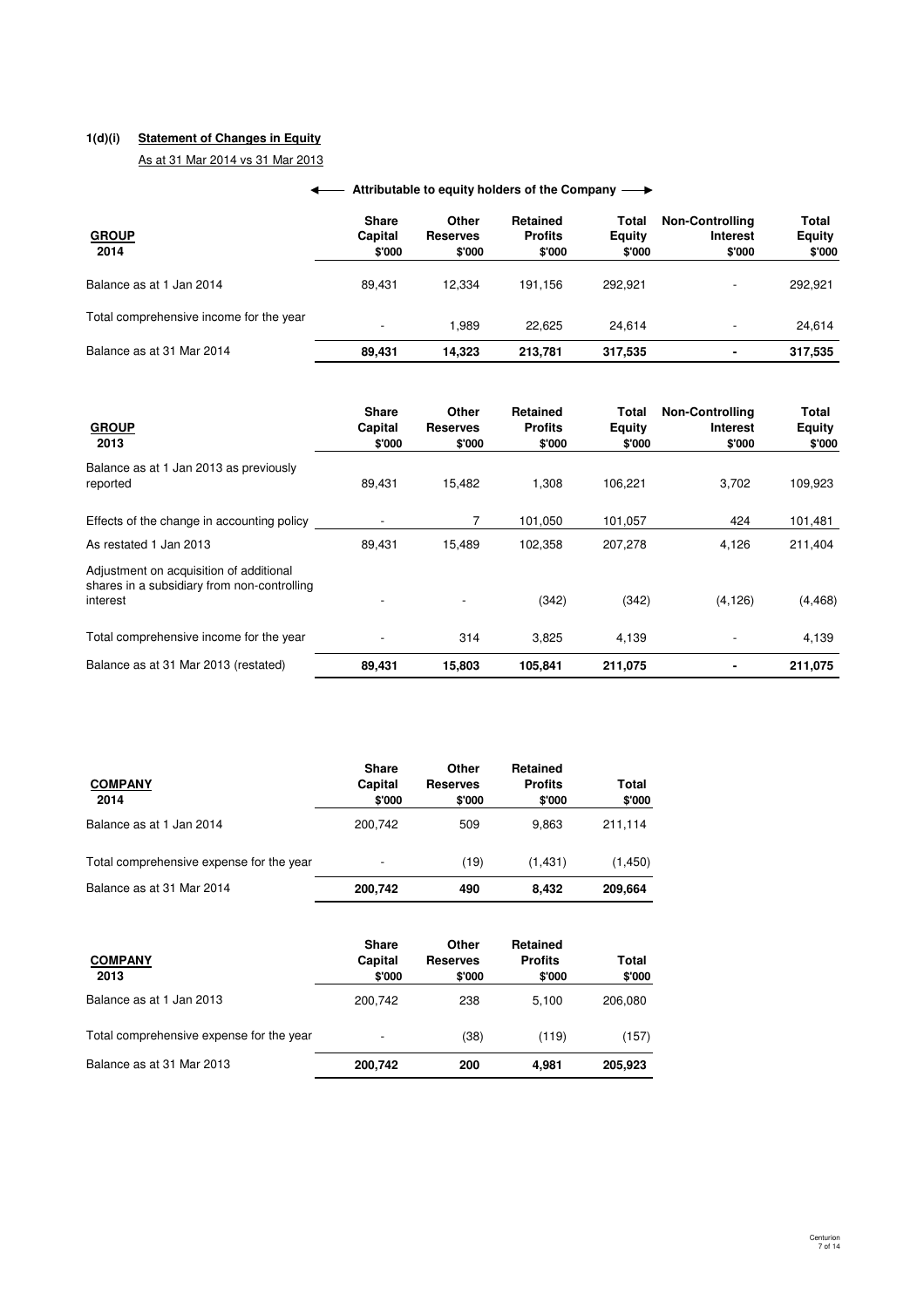**1(d)(i) Statement of Changes in Equity**

As at 31 Mar 2014 vs 31 Mar 2013

| | ← Attributable to equity holders of the Company → | | | | | |
|---|---|---|---|---|---|---|
| **GROUP 2014** | **Share Capital $'000** | **Other Reserves $'000** | **Retained Profits $'000** | **Total Equity $'000** | **Non-Controlling Interest $'000** | **Total Equity $'000** |
| Balance as at 1 Jan 2014 | 89,431 | 12,334 | 191,156 | 292,921 | - | 292,921 |
| Total comprehensive income for the year | - | 1,989 | 22,625 | 24,614 | - | 24,614 |
| Balance as at 31 Mar 2014 | **89,431** | **14,323** | **213,781** | **317,535** | **-** | **317,535** |

| **GROUP 2013** | **Share Capital $'000** | **Other Reserves $'000** | **Retained Profits $'000** | **Total Equity $'000** | **Non-Controlling Interest $'000** | **Total Equity $'000** |
|---|---|---|---|---|---|---|
| Balance as at 1 Jan 2013 as previously reported | 89,431 | 15,482 | 1,308 | 106,221 | 3,702 | 109,923 |
| Effects of the change in accounting policy | - | 7 | 101,050 | 101,057 | 424 | 101,481 |
| As restated 1 Jan 2013 | 89,431 | 15,489 | 102,358 | 207,278 | 4,126 | 211,404 |
| Adjustment on acquisition of additional shares in a subsidiary from non-controlling interest | - | - | (342) | (342) | (4,126) | (4,468) |
| Total comprehensive income for the year | - | 314 | 3,825 | 4,139 | - | 4,139 |
| Balance as at 31 Mar 2013 (restated) | **89,431** | **15,803** | **105,841** | **211,075** | **-** | **211,075** |

| **COMPANY 2014** | **Share Capital $'000** | **Other Reserves $'000** | **Retained Profits $'000** | **Total $'000** |
|---|---|---|---|---|
| Balance as at 1 Jan 2014 | 200,742 | 509 | 9,863 | 211,114 |
| Total comprehensive expense for the year | - | (19) | (1,431) | (1,450) |
| Balance as at 31 Mar 2014 | **200,742** | **490** | **8,432** | **209,664** |

| **COMPANY 2013** | **Share Capital $'000** | **Other Reserves $'000** | **Retained Profits $'000** | **Total $'000** |
|---|---|---|---|---|
| Balance as at 1 Jan 2013 | 200,742 | 238 | 5,100 | 206,080 |
| Total comprehensive expense for the year | - | (38) | (119) | (157) |
| Balance as at 31 Mar 2013 | **200,742** | **200** | **4,981** | **205,923** |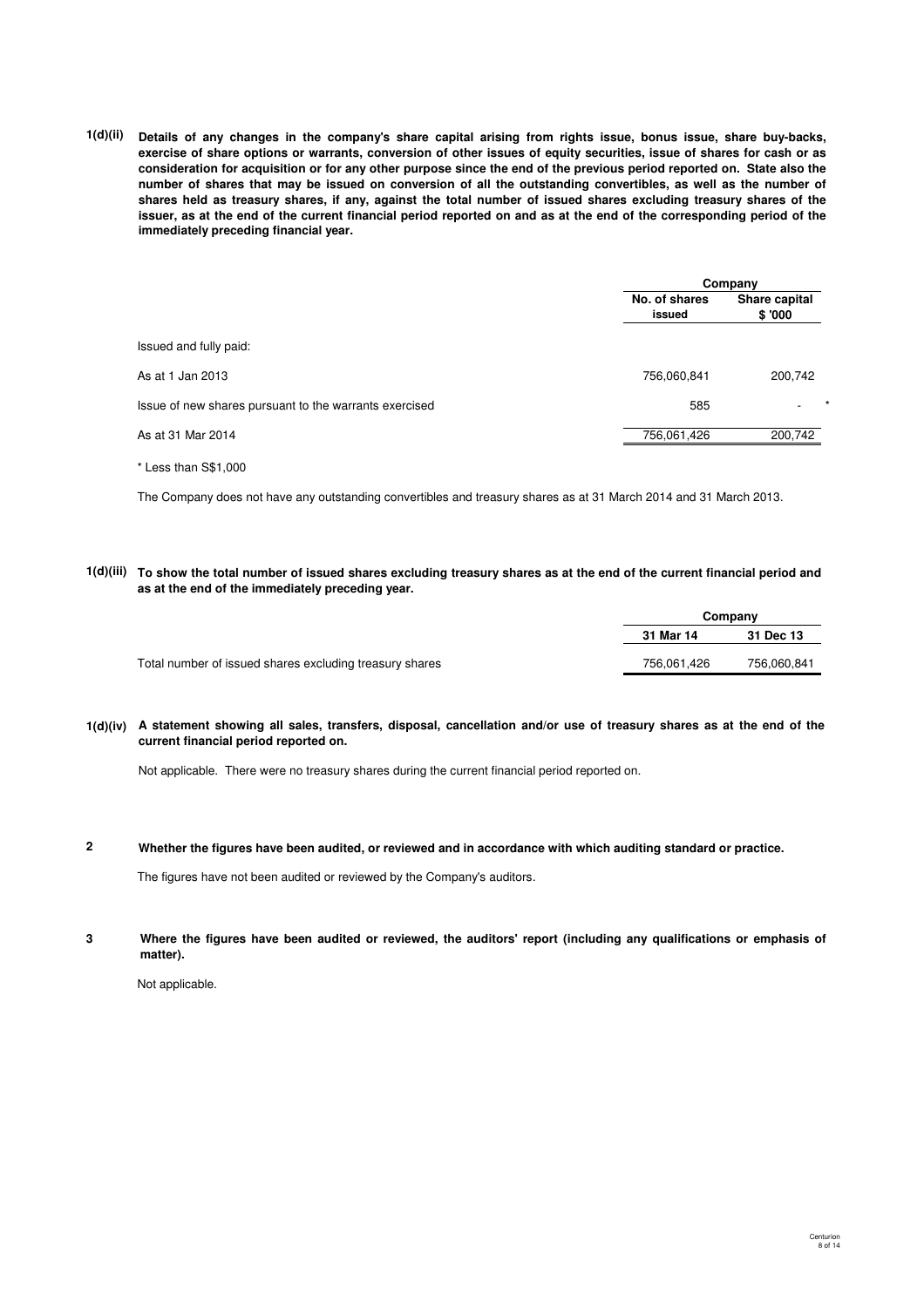**1(d)(ii) Details of any changes in the company's share capital arising from rights issue, bonus issue, share buy-backs, exercise of share options or warrants, conversion of other issues of equity securities, issue of shares for cash or as consideration for acquisition or for any other purpose since the end of the previous period reported on. State also the number of shares that may be issued on conversion of all the outstanding convertibles, as well as the number of shares held as treasury shares, if any, against the total number of issued shares excluding treasury shares of the issuer, as at the end of the current financial period reported on and as at the end of the corresponding period of the immediately preceding financial year.**

| | Company | |
|---|---|---|
| | **No. of shares issued** | **Share capital $ '000** |
| Issued and fully paid: | | |
| As at 1 Jan 2013 | 756,060,841 | 200,742 |
| Issue of new shares pursuant to the warrants exercised | 585 | - * |
| As at 31 Mar 2014 | 756,061,426 | 200,742 |

\* Less than S$1,000

The Company does not have any outstanding convertibles and treasury shares as at 31 March 2014 and 31 March 2013.

**1(d)(iii) To show the total number of issued shares excluding treasury shares as at the end of the current financial period and as at the end of the immediately preceding year.**

| | Company | |
|---|---|---|
| | **31 Mar 14** | **31 Dec 13** |
| Total number of issued shares excluding treasury shares | 756,061,426 | 756,060,841 |

**1(d)(iv) A statement showing all sales, transfers, disposal, cancellation and/or use of treasury shares as at the end of the current financial period reported on.**

Not applicable. There were no treasury shares during the current financial period reported on.

**2 Whether the figures have been audited, or reviewed and in accordance with which auditing standard or practice.**

The figures have not been audited or reviewed by the Company's auditors.

**3 Where the figures have been audited or reviewed, the auditors' report (including any qualifications or emphasis of matter).**

Not applicable.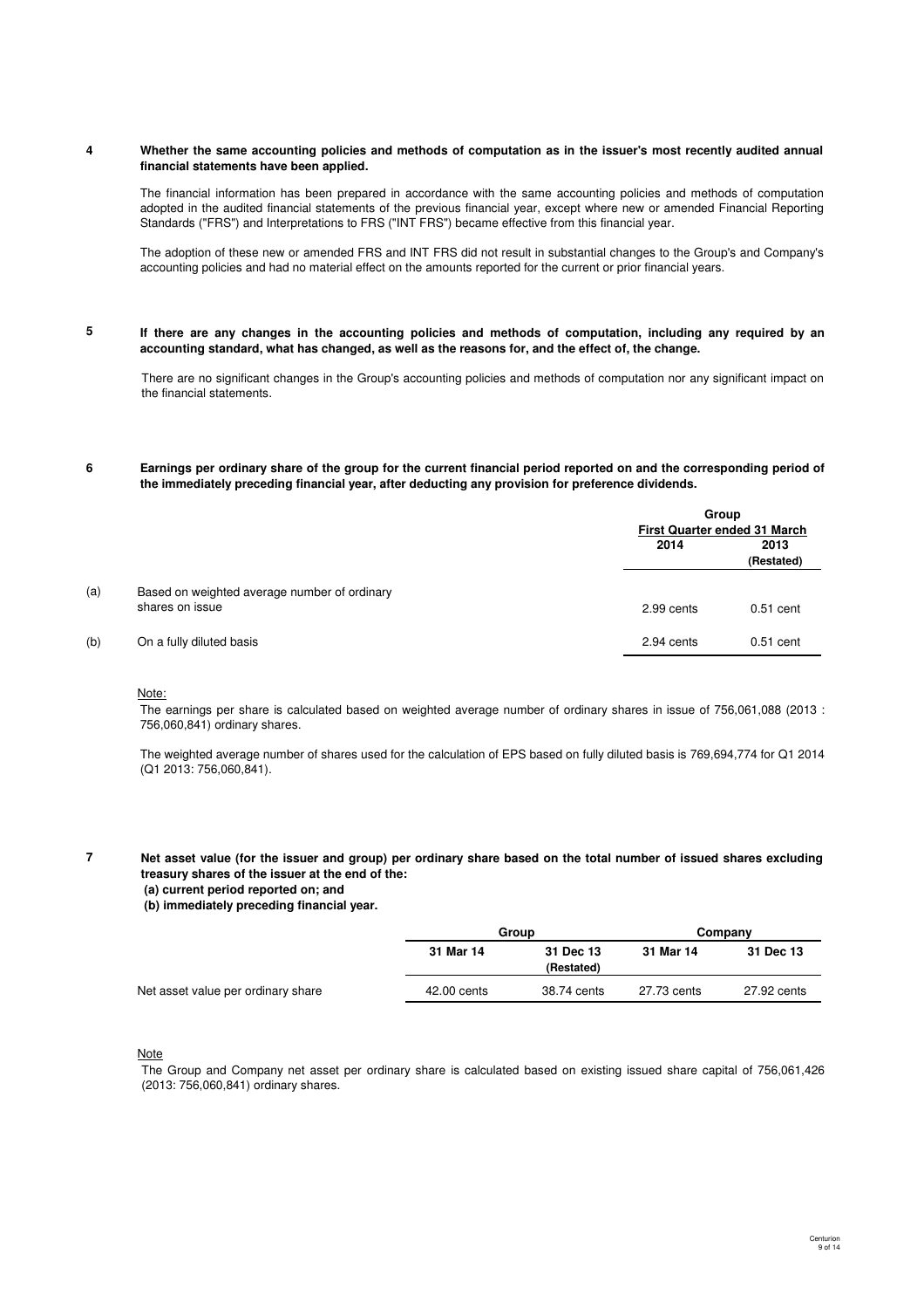**4 Whether the same accounting policies and methods of computation as in the issuer's most recently audited annual financial statements have been applied.**

The financial information has been prepared in accordance with the same accounting policies and methods of computation adopted in the audited financial statements of the previous financial year, except where new or amended Financial Reporting Standards ("FRS") and Interpretations to FRS ("INT FRS") became effective from this financial year.

The adoption of these new or amended FRS and INT FRS did not result in substantial changes to the Group's and Company's accounting policies and had no material effect on the amounts reported for the current or prior financial years.

**5 If there are any changes in the accounting policies and methods of computation, including any required by an accounting standard, what has changed, as well as the reasons for, and the effect of, the change.**

There are no significant changes in the Group's accounting policies and methods of computation nor any significant impact on the financial statements.

**6 Earnings per ordinary share of the group for the current financial period reported on and the corresponding period of the immediately preceding financial year, after deducting any provision for preference dividends.**

| | | Group | |
|---|---|---|---|
| | | First Quarter ended 31 March | |
| | | 2014 | 2013 (Restated) |
| (a) | Based on weighted average number of ordinary shares on issue | 2.99 cents | 0.51 cent |
| (b) | On a fully diluted basis | 2.94 cents | 0.51 cent |

Note:

The earnings per share is calculated based on weighted average number of ordinary shares in issue of 756,061,088 (2013 : 756,060,841) ordinary shares.

The weighted average number of shares used for the calculation of EPS based on fully diluted basis is 769,694,774 for Q1 2014 (Q1 2013: 756,060,841).

**7 Net asset value (for the issuer and group) per ordinary share based on the total number of issued shares excluding treasury shares of the issuer at the end of the:**
**(a) current period reported on; and**
**(b) immediately preceding financial year.**

| | Group | | Company | |
|---|---|---|---|---|
| | 31 Mar 14 | 31 Dec 13 (Restated) | 31 Mar 14 | 31 Dec 13 |
| Net asset value per ordinary share | 42.00 cents | 38.74 cents | 27.73 cents | 27.92 cents |

Note

The Group and Company net asset per ordinary share is calculated based on existing issued share capital of 756,061,426 (2013: 756,060,841) ordinary shares.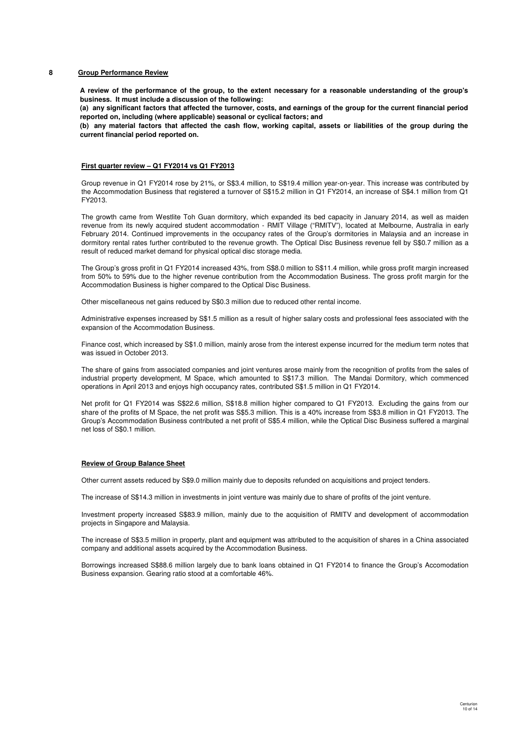## 8 Group Performance Review

**A review of the performance of the group, to the extent necessary for a reasonable understanding of the group's business. It must include a discussion of the following:**

**(a) any significant factors that affected the turnover, costs, and earnings of the group for the current financial period reported on, including (where applicable) seasonal or cyclical factors; and**

**(b) any material factors that affected the cash flow, working capital, assets or liabilities of the group during the current financial period reported on.**

### First quarter review – Q1 FY2014 vs Q1 FY2013

Group revenue in Q1 FY2014 rose by 21%, or S$3.4 million, to S$19.4 million year-on-year. This increase was contributed by the Accommodation Business that registered a turnover of S$15.2 million in Q1 FY2014, an increase of S$4.1 million from Q1 FY2013.

The growth came from Westlite Toh Guan dormitory, which expanded its bed capacity in January 2014, as well as maiden revenue from its newly acquired student accommodation - RMIT Village ("RMITV"), located at Melbourne, Australia in early February 2014. Continued improvements in the occupancy rates of the Group's dormitories in Malaysia and an increase in dormitory rental rates further contributed to the revenue growth. The Optical Disc Business revenue fell by S$0.7 million as a result of reduced market demand for physical optical disc storage media.

The Group's gross profit in Q1 FY2014 increased 43%, from S$8.0 million to S$11.4 million, while gross profit margin increased from 50% to 59% due to the higher revenue contribution from the Accommodation Business. The gross profit margin for the Accommodation Business is higher compared to the Optical Disc Business.

Other miscellaneous net gains reduced by S$0.3 million due to reduced other rental income.

Administrative expenses increased by S$1.5 million as a result of higher salary costs and professional fees associated with the expansion of the Accommodation Business.

Finance cost, which increased by S$1.0 million, mainly arose from the interest expense incurred for the medium term notes that was issued in October 2013.

The share of gains from associated companies and joint ventures arose mainly from the recognition of profits from the sales of industrial property development, M Space, which amounted to S$17.3 million. The Mandai Dormitory, which commenced operations in April 2013 and enjoys high occupancy rates, contributed S$1.5 million in Q1 FY2014.

Net profit for Q1 FY2014 was S$22.6 million, S$18.8 million higher compared to Q1 FY2013. Excluding the gains from our share of the profits of M Space, the net profit was S$5.3 million. This is a 40% increase from S$3.8 million in Q1 FY2013. The Group's Accommodation Business contributed a net profit of S$5.4 million, while the Optical Disc Business suffered a marginal net loss of S$0.1 million.

### Review of Group Balance Sheet

Other current assets reduced by S$9.0 million mainly due to deposits refunded on acquisitions and project tenders.

The increase of S$14.3 million in investments in joint venture was mainly due to share of profits of the joint venture.

Investment property increased S$83.9 million, mainly due to the acquisition of RMITV and development of accommodation projects in Singapore and Malaysia.

The increase of S$3.5 million in property, plant and equipment was attributed to the acquisition of shares in a China associated company and additional assets acquired by the Accommodation Business.

Borrowings increased S$88.6 million largely due to bank loans obtained in Q1 FY2014 to finance the Group's Accomodation Business expansion. Gearing ratio stood at a comfortable 46%.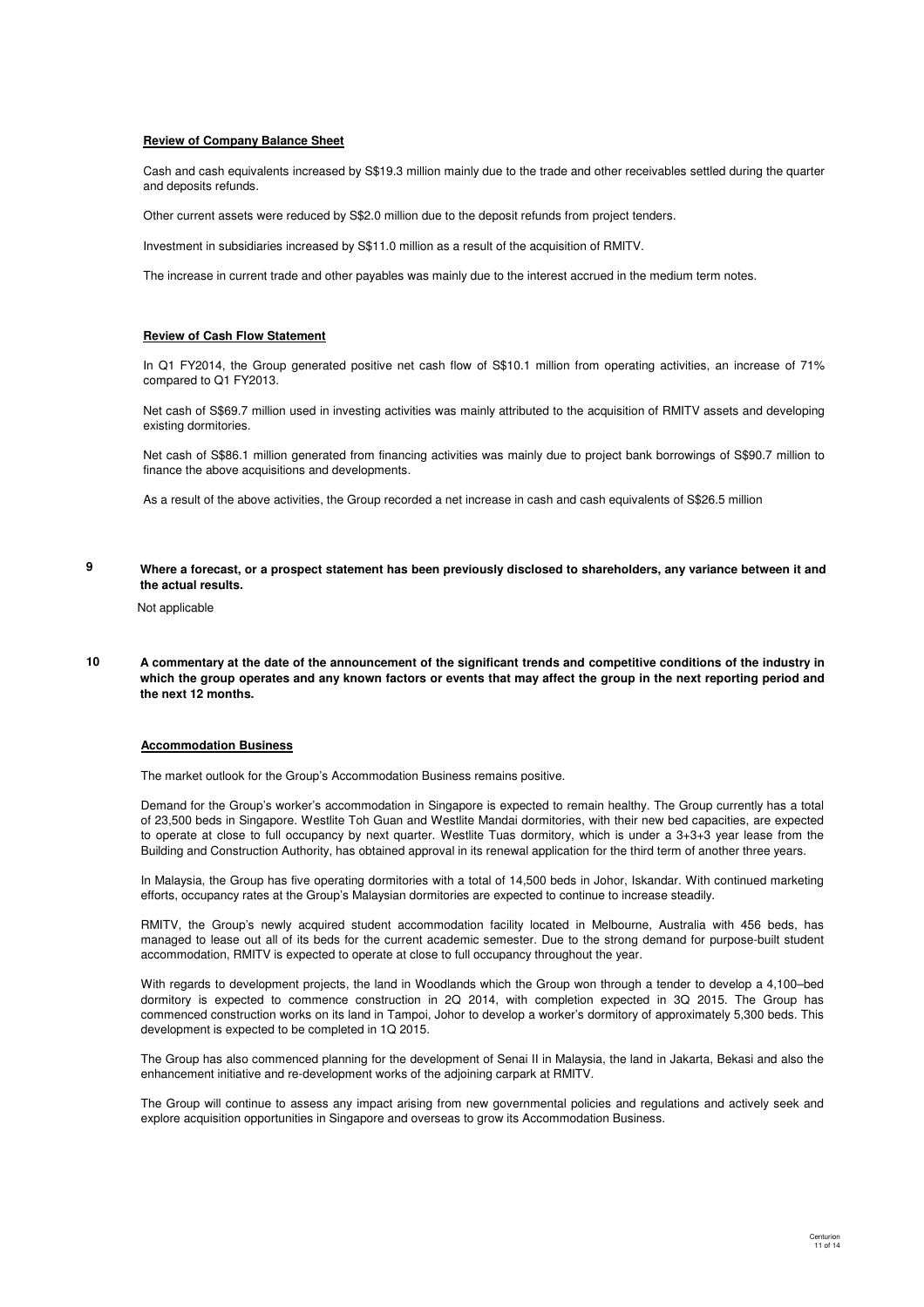**Review of Company Balance Sheet**

Cash and cash equivalents increased by S$19.3 million mainly due to the trade and other receivables settled during the quarter and deposits refunds.

Other current assets were reduced by S$2.0 million due to the deposit refunds from project tenders.

Investment in subsidiaries increased by S$11.0 million as a result of the acquisition of RMITV.

The increase in current trade and other payables was mainly due to the interest accrued in the medium term notes.

**Review of Cash Flow Statement**

In Q1 FY2014, the Group generated positive net cash flow of S$10.1 million from operating activities, an increase of 71% compared to Q1 FY2013.

Net cash of S$69.7 million used in investing activities was mainly attributed to the acquisition of RMITV assets and developing existing dormitories.

Net cash of S$86.1 million generated from financing activities was mainly due to project bank borrowings of S$90.7 million to finance the above acquisitions and developments.

As a result of the above activities, the Group recorded a net increase in cash and cash equivalents of S$26.5 million

**9 Where a forecast, or a prospect statement has been previously disclosed to shareholders, any variance between it and the actual results.**

Not applicable

**10 A commentary at the date of the announcement of the significant trends and competitive conditions of the industry in which the group operates and any known factors or events that may affect the group in the next reporting period and the next 12 months.**

**Accommodation Business**

The market outlook for the Group's Accommodation Business remains positive.

Demand for the Group's worker's accommodation in Singapore is expected to remain healthy. The Group currently has a total of 23,500 beds in Singapore. Westlite Toh Guan and Westlite Mandai dormitories, with their new bed capacities, are expected to operate at close to full occupancy by next quarter. Westlite Tuas dormitory, which is under a 3+3+3 year lease from the Building and Construction Authority, has obtained approval in its renewal application for the third term of another three years.

In Malaysia, the Group has five operating dormitories with a total of 14,500 beds in Johor, Iskandar. With continued marketing efforts, occupancy rates at the Group's Malaysian dormitories are expected to continue to increase steadily.

RMITV, the Group's newly acquired student accommodation facility located in Melbourne, Australia with 456 beds, has managed to lease out all of its beds for the current academic semester. Due to the strong demand for purpose-built student accommodation, RMITV is expected to operate at close to full occupancy throughout the year.

With regards to development projects, the land in Woodlands which the Group won through a tender to develop a 4,100–bed dormitory is expected to commence construction in 2Q 2014, with completion expected in 3Q 2015. The Group has commenced construction works on its land in Tampoi, Johor to develop a worker's dormitory of approximately 5,300 beds. This development is expected to be completed in 1Q 2015.

The Group has also commenced planning for the development of Senai II in Malaysia, the land in Jakarta, Bekasi and also the enhancement initiative and re-development works of the adjoining carpark at RMITV.

The Group will continue to assess any impact arising from new governmental policies and regulations and actively seek and explore acquisition opportunities in Singapore and overseas to grow its Accommodation Business.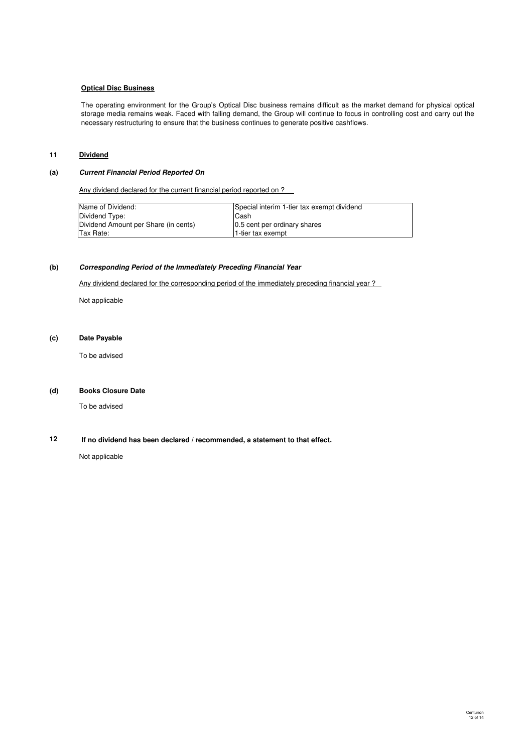**Optical Disc Business**

The operating environment for the Group's Optical Disc business remains difficult as the market demand for physical optical storage media remains weak. Faced with falling demand, the Group will continue to focus in controlling cost and carry out the necessary restructuring to ensure that the business continues to generate positive cashflows.

## 11 Dividend

### (a) *Current Financial Period Reported On*

Any dividend declared for the current financial period reported on ?

| | |
|---|---|
| Name of Dividend: | Special interim 1-tier tax exempt dividend |
| Dividend Type: | Cash |
| Dividend Amount per Share (in cents) | 0.5 cent per ordinary shares |
| Tax Rate: | 1-tier tax exempt |

### (b) *Corresponding Period of the Immediately Preceding Financial Year*

Any dividend declared for the corresponding period of the immediately preceding financial year ?

Not applicable

### (c) Date Payable

To be advised

### (d) Books Closure Date

To be advised

## 12 If no dividend has been declared / recommended, a statement to that effect.

Not applicable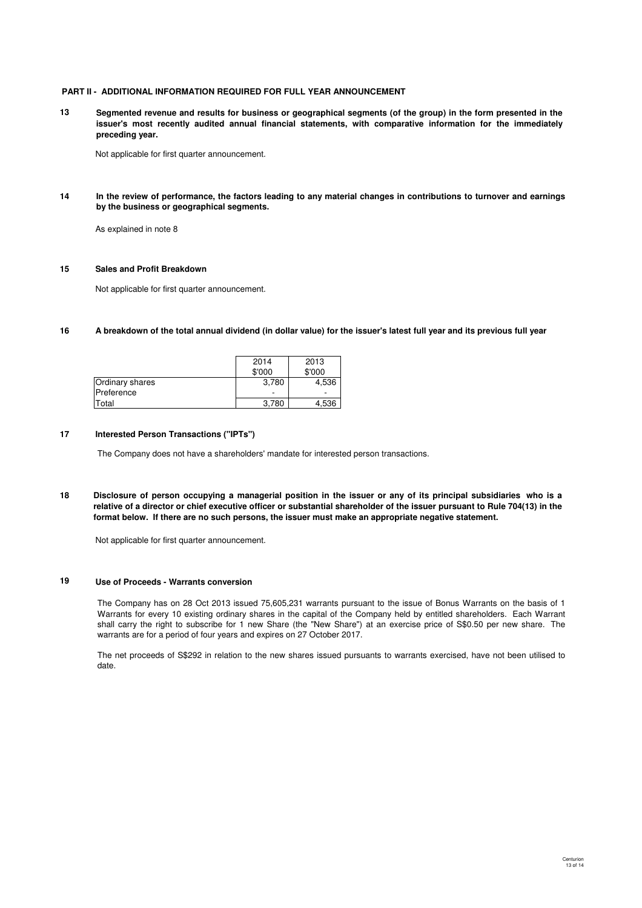## PART II - ADDITIONAL INFORMATION REQUIRED FOR FULL YEAR ANNOUNCEMENT

**13 Segmented revenue and results for business or geographical segments (of the group) in the form presented in the issuer's most recently audited annual financial statements, with comparative information for the immediately preceding year.**

Not applicable for first quarter announcement.

**14 In the review of performance, the factors leading to any material changes in contributions to turnover and earnings by the business or geographical segments.**

As explained in note 8

**15 Sales and Profit Breakdown**

Not applicable for first quarter announcement.

**16 A breakdown of the total annual dividend (in dollar value) for the issuer's latest full year and its previous full year**

| | 2014<br>$'000 | 2013<br>$'000 |
|---|---|---|
| Ordinary shares | 3,780 | 4,536 |
| Preference | - | - |
| Total | 3,780 | 4,536 |

**17 Interested Person Transactions ("IPTs")**

The Company does not have a shareholders' mandate for interested person transactions.

**18 Disclosure of person occupying a managerial position in the issuer or any of its principal subsidiaries who is a relative of a director or chief executive officer or substantial shareholder of the issuer pursuant to Rule 704(13) in the format below. If there are no such persons, the issuer must make an appropriate negative statement.**

Not applicable for first quarter announcement.

**19 Use of Proceeds - Warrants conversion**

The Company has on 28 Oct 2013 issued 75,605,231 warrants pursuant to the issue of Bonus Warrants on the basis of 1 Warrants for every 10 existing ordinary shares in the capital of the Company held by entitled shareholders. Each Warrant shall carry the right to subscribe for 1 new Share (the "New Share") at an exercise price of S$0.50 per new share. The warrants are for a period of four years and expires on 27 October 2017.

The net proceeds of S$292 in relation to the new shares issued pursuants to warrants exercised, have not been utilised to date.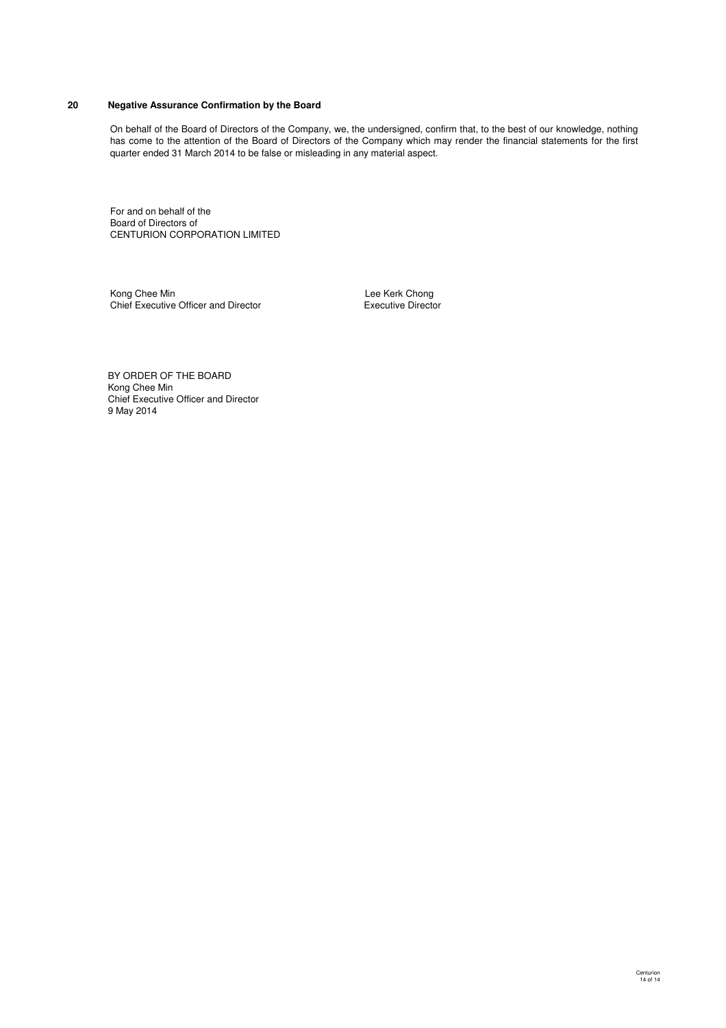## 20 Negative Assurance Confirmation by the Board

On behalf of the Board of Directors of the Company, we, the undersigned, confirm that, to the best of our knowledge, nothing has come to the attention of the Board of Directors of the Company which may render the financial statements for the first quarter ended 31 March 2014 to be false or misleading in any material aspect.

For and on behalf of the
Board of Directors of
CENTURION CORPORATION LIMITED

Kong Chee Min
Chief Executive Officer and Director

Lee Kerk Chong
Executive Director

BY ORDER OF THE BOARD
Kong Chee Min
Chief Executive Officer and Director
9 May 2014